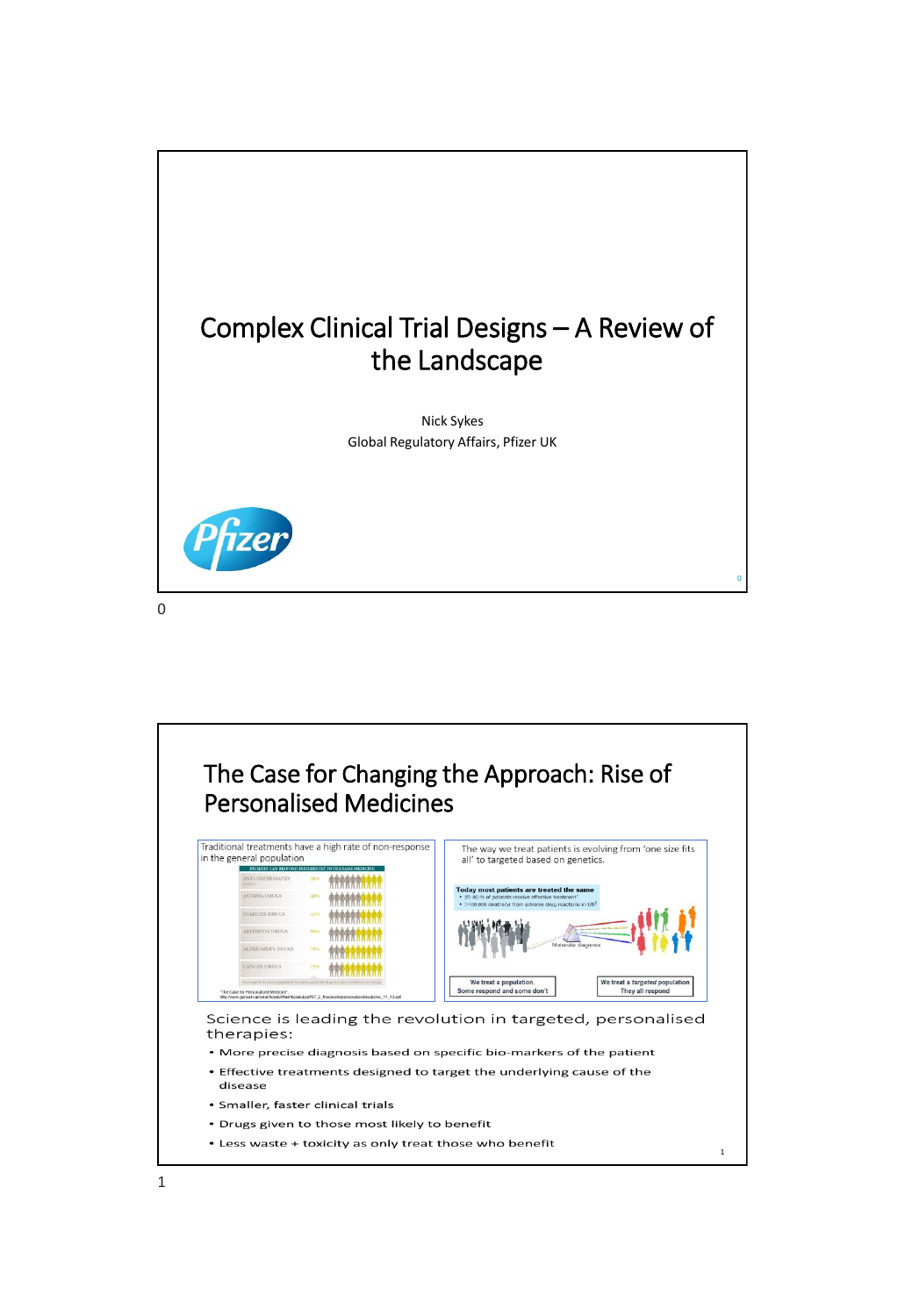# Complex Clinical Trial Designs – A Review of the Landscape

Nick Sykes
Global Regulatory Affairs, Pfizer UK

## The Case for Changing the Approach: Rise of Personalised Medicines

Traditional treatments have a high rate of non-response in the general population

The way we treat patients is evolving from 'one size fits all' to targeted based on genetics.

Science is leading the revolution in targeted, personalised therapies:

- More precise diagnosis based on specific bio-markers of the patient
- Effective treatments designed to target the underlying cause of the disease
- Smaller, faster clinical trials
- Drugs given to those most likely to benefit
- Less waste + toxicity as only treat those who benefit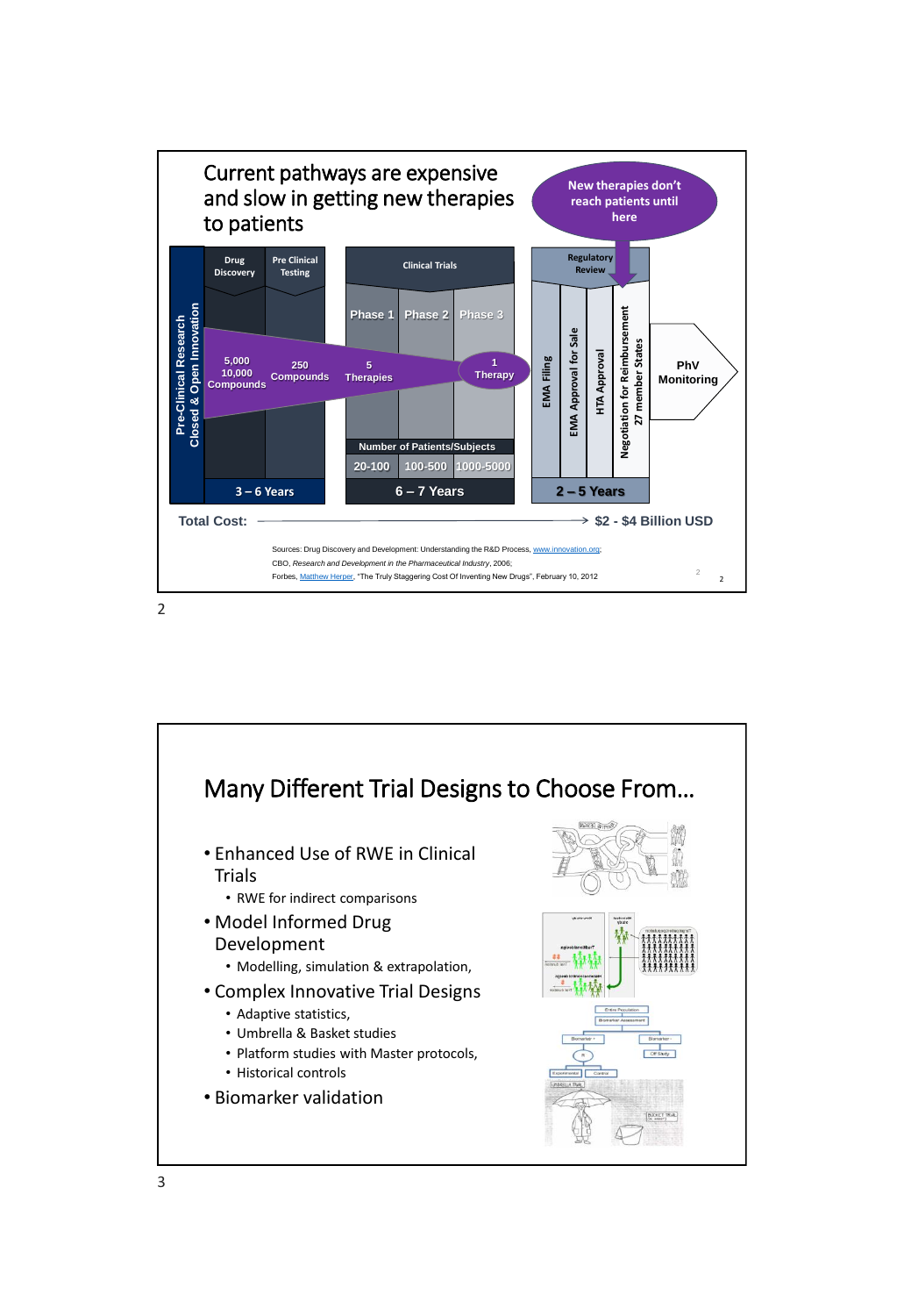## Current pathways are expensive and slow in getting new therapies to patients

New therapies don't reach patients until here

Pre-Clinical Research
Closed & Open Innovation

| Drug Discovery | Pre Clinical Testing | Clinical Trials | | | Regulatory Review | | | | |
|---|---|---|---|---|---|---|---|---|---|
| | | Phase 1 | Phase 2 | Phase 3 | EMA Filing | EMA Approval for Sale | HTA Approval | Negotiation for Reimbursement 27 member States | PhV Monitoring |
| 5,000 10,000 Compounds | 250 Compounds | 5 Therapies | | 1 Therapy | | | | | |
| | | Number of Patients/Subjects | | | | | | | |
| | | 20-100 | 100-500 | 1000-5000 | | | | | |
| 3 – 6 Years | | 6 – 7 Years | | | 2 – 5 Years | | | | |

**Total Cost:** → **$2 - $4 Billion USD**

Sources: Drug Discovery and Development: Understanding the R&D Process, www.innovation.org;
CBO, *Research and Development in the Pharmaceutical Industry*, 2006;
Forbes, Matthew Herper, "The Truly Staggering Cost Of Inventing New Drugs", February 10, 2012

## Many Different Trial Designs to Choose From…

- Enhanced Use of RWE in Clinical Trials
  - RWE for indirect comparisons
- Model Informed Drug Development
  - Modelling, simulation & extrapolation,
- Complex Innovative Trial Designs
  - Adaptive statistics,
  - Umbrella & Basket studies
  - Platform studies with Master protocols,
  - Historical controls
- Biomarker validation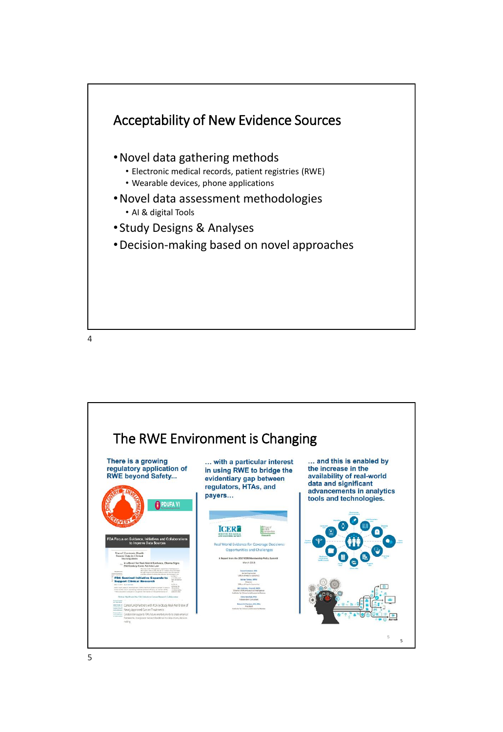## Acceptability of New Evidence Sources

- Novel data gathering methods
  - Electronic medical records, patient registries (RWE)
  - Wearable devices, phone applications
- Novel data assessment methodologies
  - AI & digital Tools
- Study Designs & Analyses
- Decision-making based on novel approaches

## The RWE Environment is Changing

**There is a growing regulatory application of RWE beyond Safety...**

**... with a particular interest in using RWE to bridge the evidentiary gap between regulators, HTAs, and payers...**

**... and this is enabled by the increase in the availability of real-world data and significant advancements in analytics tools and technologies.**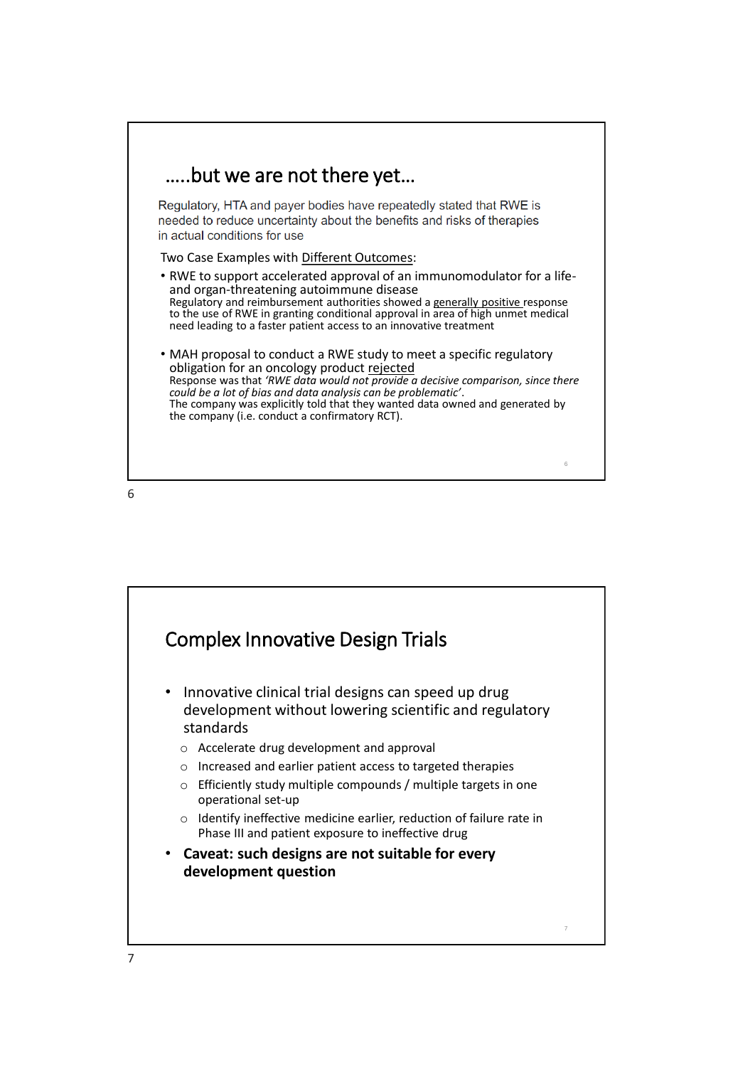## …..but we are not there yet…

Regulatory, HTA and payer bodies have repeatedly stated that RWE is needed to reduce uncertainty about the benefits and risks of therapies in actual conditions for use

Two Case Examples with Different Outcomes:

- RWE to support accelerated approval of an immunomodulator for a life- and organ-threatening autoimmune disease
  Regulatory and reimbursement authorities showed a generally positive response to the use of RWE in granting conditional approval in area of high unmet medical need leading to a faster patient access to an innovative treatment

- MAH proposal to conduct a RWE study to meet a specific regulatory obligation for an oncology product rejected
  Response was that *'RWE data would not provide a decisive comparison, since there could be a lot of bias and data analysis can be problematic'*.
  The company was explicitly told that they wanted data owned and generated by the company (i.e. conduct a confirmatory RCT).

## Complex Innovative Design Trials

- Innovative clinical trial designs can speed up drug development without lowering scientific and regulatory standards
  - Accelerate drug development and approval
  - Increased and earlier patient access to targeted therapies
  - Efficiently study multiple compounds / multiple targets in one operational set-up
  - Identify ineffective medicine earlier, reduction of failure rate in Phase III and patient exposure to ineffective drug
- **Caveat: such designs are not suitable for every development question**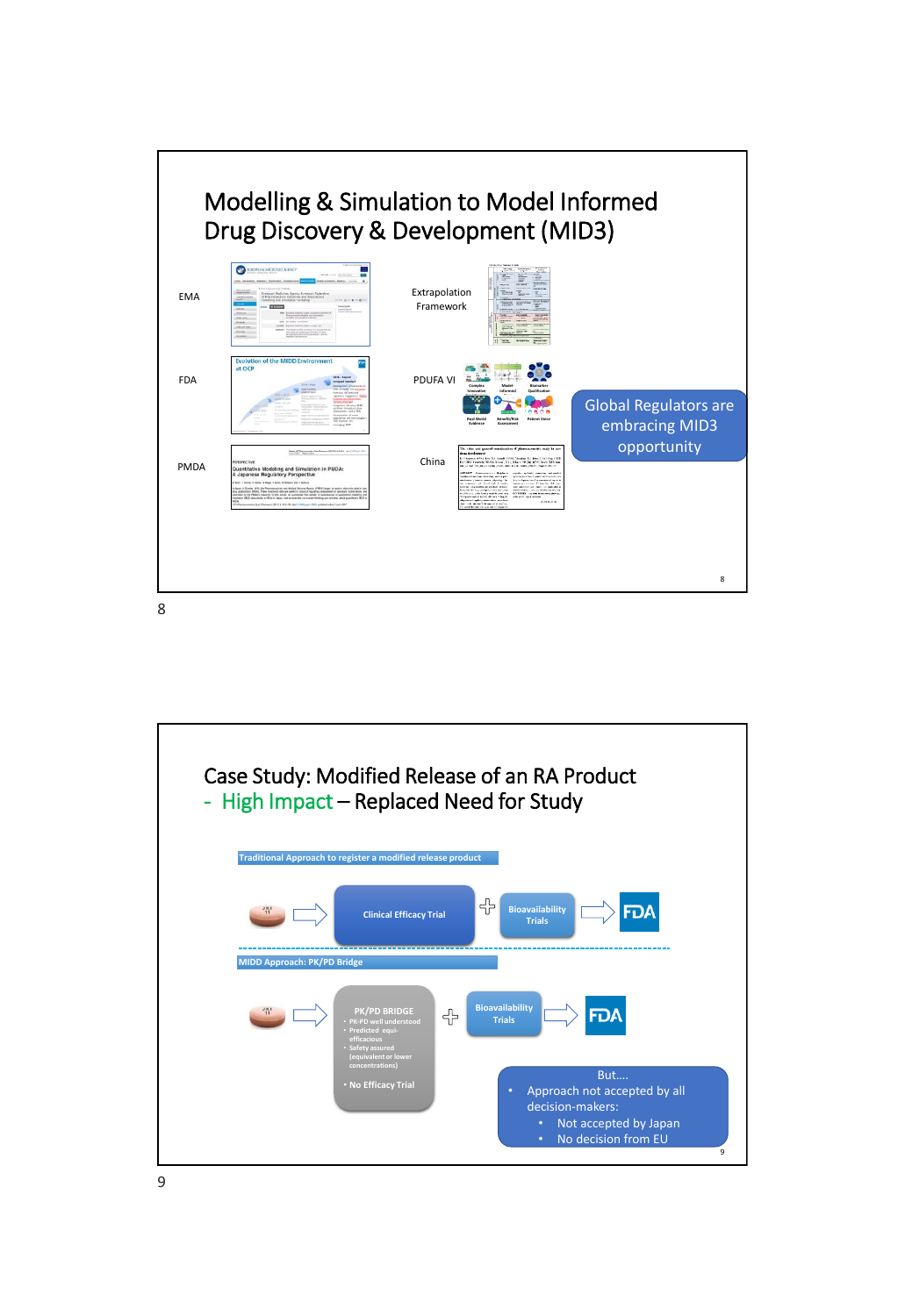## Modelling & Simulation to Model Informed Drug Discovery & Development (MID3)

EMA

FDA

PMDA

Extrapolation Framework

PDUFA VI

China

Global Regulators are embracing MID3 opportunity

## Case Study: Modified Release of an RA Product

## - High Impact – Replaced Need for Study

**Traditional Approach to register a modified release product**

Clinical Efficacy Trial + Bioavailability Trials → FDA

**MIDD Approach: PK/PD Bridge**

PK/PD BRIDGE
- PK-PD well understood
- Predicted equi-efficacious
- Safety assured (equivalent or lower concentrations)
- No Efficacy Trial

+ Bioavailability Trials → FDA

But….
- Approach not accepted by all decision-makers:
  - Not accepted by Japan
  - No decision from EU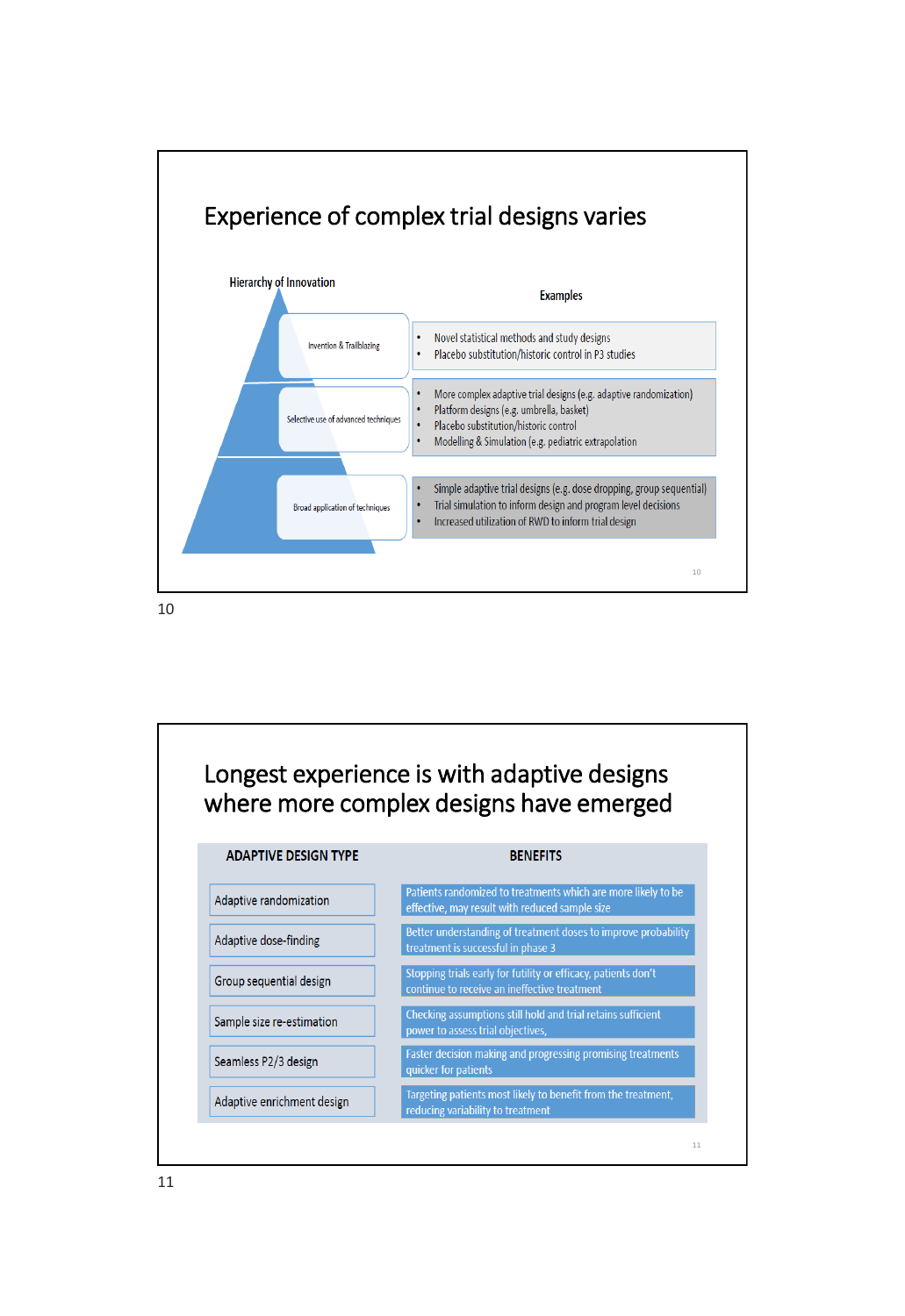## Experience of complex trial designs varies

**Hierarchy of Innovation**

| Hierarchy of Innovation | Examples |
|---|---|
| Invention & Trailblazing | • Novel statistical methods and study designs<br>• Placebo substitution/historic control in P3 studies |
| Selective use of advanced techniques | • More complex adaptive trial designs (e.g. adaptive randomization)<br>• Platform designs (e.g. umbrella, basket)<br>• Placebo substitution/historic control<br>• Modelling & Simulation (e.g. pediatric extrapolation |
| Broad application of techniques | • Simple adaptive trial designs (e.g. dose dropping, group sequential)<br>• Trial simulation to inform design and program level decisions<br>• Increased utilization of RWD to inform trial design |

## Longest experience is with adaptive designs where more complex designs have emerged

| ADAPTIVE DESIGN TYPE | BENEFITS |
|---|---|
| Adaptive randomization | Patients randomized to treatments which are more likely to be effective, may result with reduced sample size |
| Adaptive dose-finding | Better understanding of treatment doses to improve probability treatment is successful in phase 3 |
| Group sequential design | Stopping trials early for futility or efficacy, patients don't continue to receive an ineffective treatment |
| Sample size re-estimation | Checking assumptions still hold and trial retains sufficient power to assess trial objectives, |
| Seamless P2/3 design | Faster decision making and progressing promising treatments quicker for patients |
| Adaptive enrichment design | Targeting patients most likely to benefit from the treatment, reducing variability to treatment |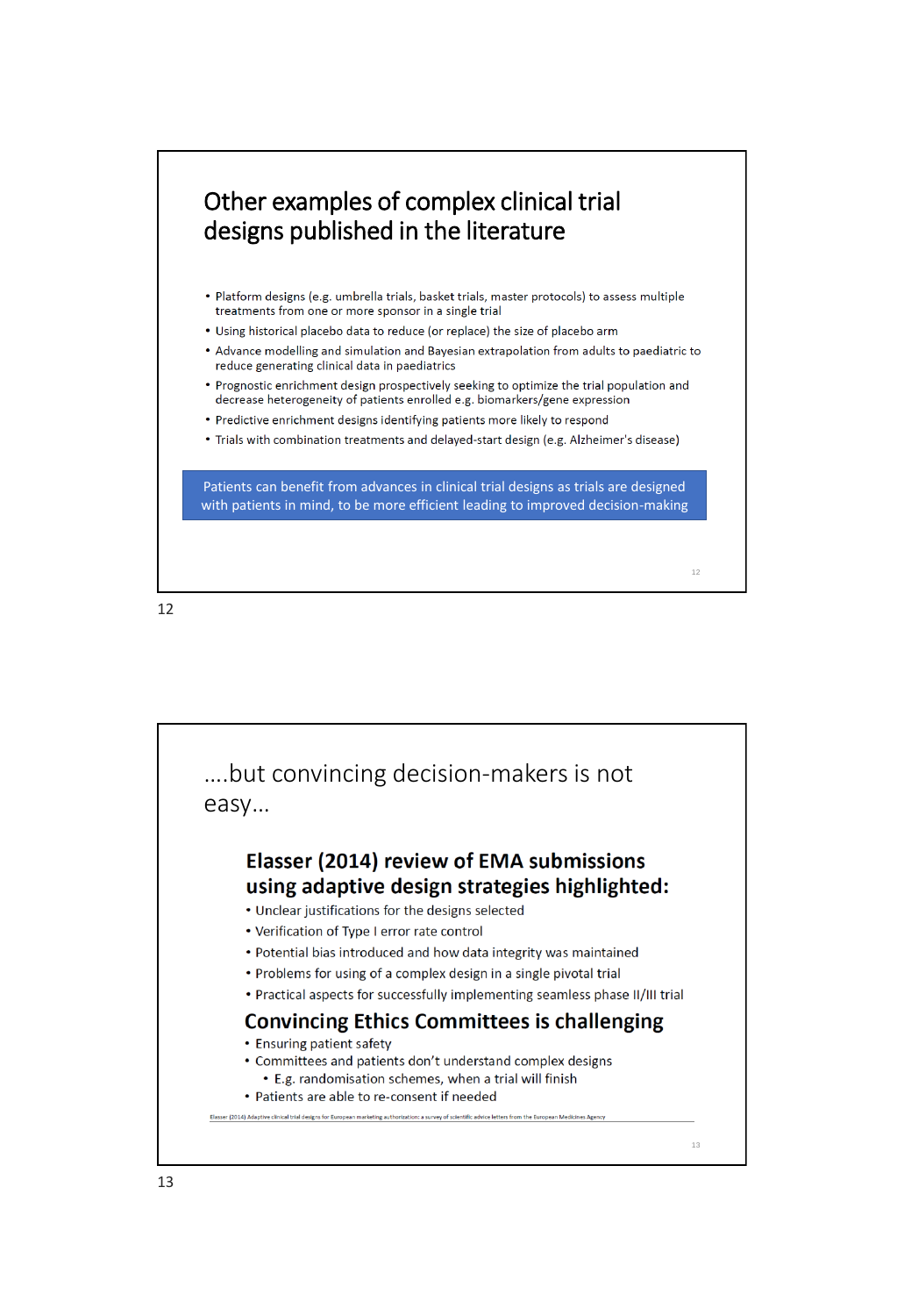# Other examples of complex clinical trial designs published in the literature

- Platform designs (e.g. umbrella trials, basket trials, master protocols) to assess multiple treatments from one or more sponsor in a single trial
- Using historical placebo data to reduce (or replace) the size of placebo arm
- Advance modelling and simulation and Bayesian extrapolation from adults to paediatric to reduce generating clinical data in paediatrics
- Prognostic enrichment design prospectively seeking to optimize the trial population and decrease heterogeneity of patients enrolled e.g. biomarkers/gene expression
- Predictive enrichment designs identifying patients more likely to respond
- Trials with combination treatments and delayed-start design (e.g. Alzheimer's disease)

Patients can benefit from advances in clinical trial designs as trials are designed with patients in mind, to be more efficient leading to improved decision-making

# ....but convincing decision-makers is not easy...

## Elasser (2014) review of EMA submissions using adaptive design strategies highlighted:

- Unclear justifications for the designs selected
- Verification of Type I error rate control
- Potential bias introduced and how data integrity was maintained
- Problems for using of a complex design in a single pivotal trial
- Practical aspects for successfully implementing seamless phase II/III trial

## Convincing Ethics Committees is challenging

- Ensuring patient safety
- Committees and patients don't understand complex designs
  - E.g. randomisation schemes, when a trial will finish
- Patients are able to re-consent if needed

Elasser (2014) Adaptive clinical trial designs for European marketing authorization: a survey of scientific advice letters from the European Medicines Agency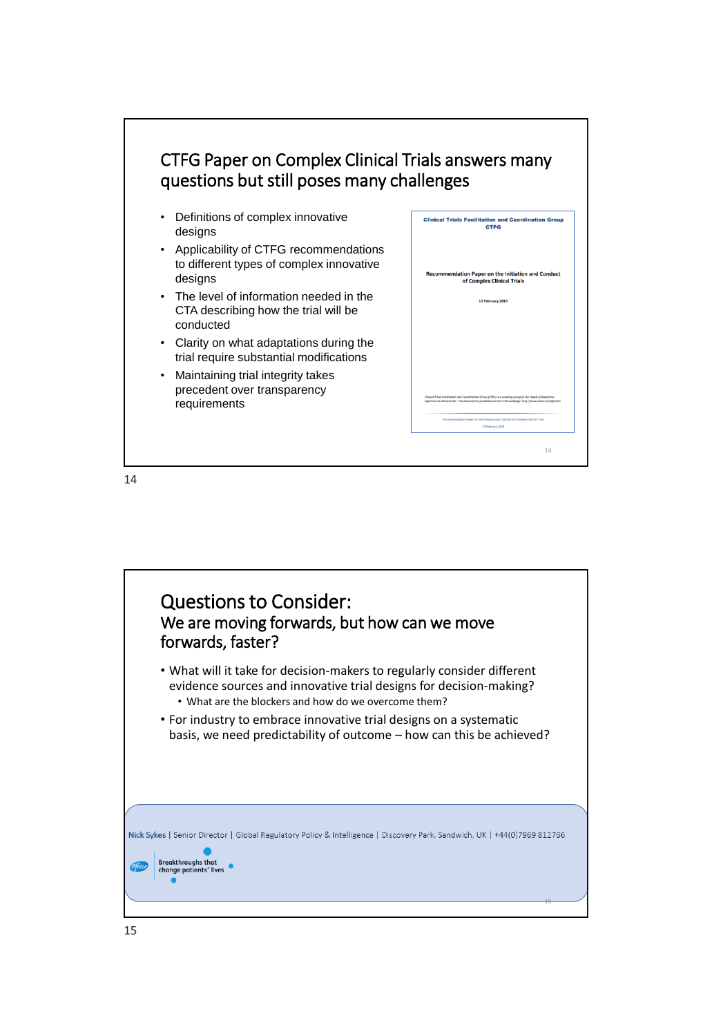## CTFG Paper on Complex Clinical Trials answers many questions but still poses many challenges

- Definitions of complex innovative designs
- Applicability of CTFG recommendations to different types of complex innovative designs
- The level of information needed in the CTA describing how the trial will be conducted
- Clarity on what adaptations during the trial require substantial modifications
- Maintaining trial integrity takes precedent over transparency requirements

Clinical Trials Facilitation and Coordination Group
CTFG

Recommendation Paper on the Initiation and Conduct of Complex Clinical Trials

12 February 2019

## Questions to Consider:

### We are moving forwards, but how can we move forwards, faster?

- What will it take for decision-makers to regularly consider different evidence sources and innovative trial designs for decision-making?
  - What are the blockers and how do we overcome them?
- For industry to embrace innovative trial designs on a systematic basis, we need predictability of outcome – how can this be achieved?

Nick Sykes | Senior Director | Global Regulatory Policy & Intelligence | Discovery Park, Sandwich, UK | +44(0)7969 812766

Pfizer

Breakthroughs that change patients' lives